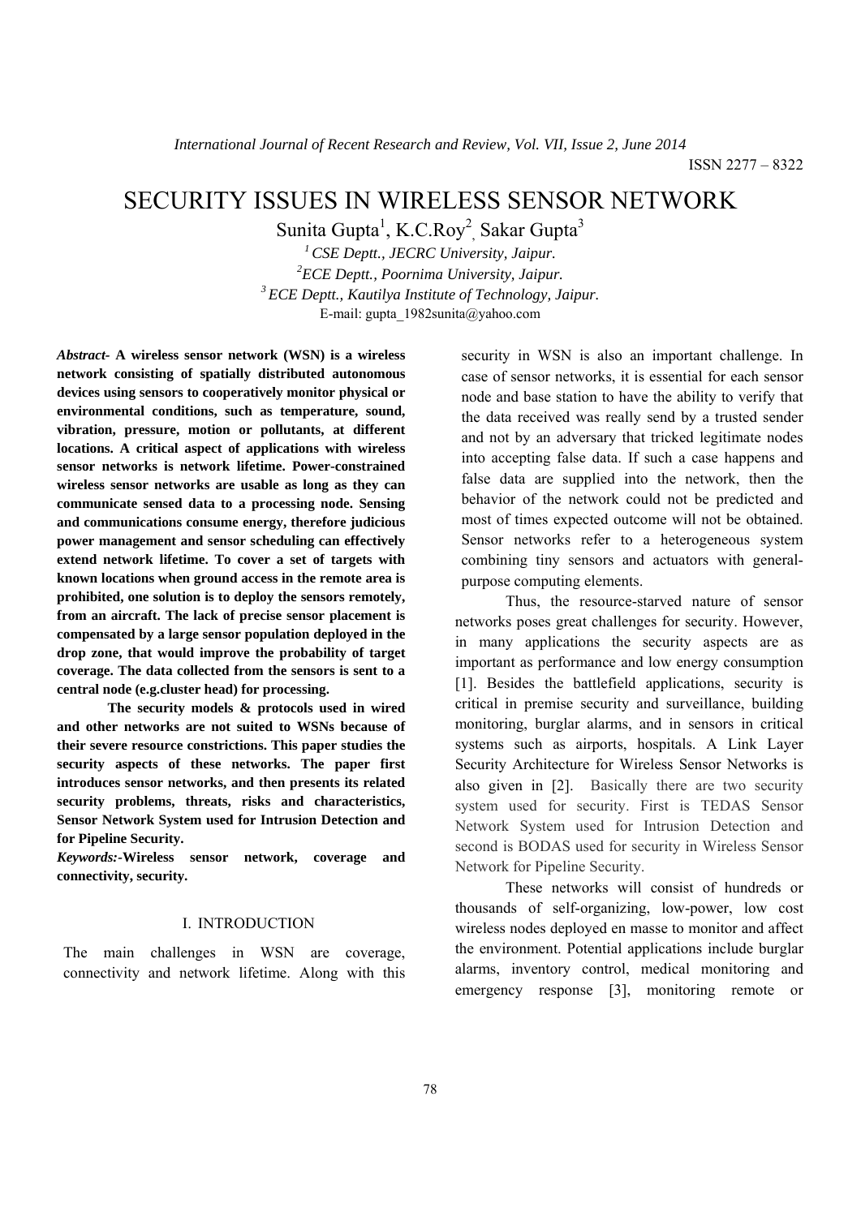# SECURITY ISSUES IN WIRELESS SENSOR NETWORK

Sunita Gupta[1], K.C.Roy[2], Sakar Gupta[3]

[1] *CSE Deptt., JECRC University, Jaipur.*
[2] *ECE Deptt., Poornima University, Jaipur.*
[3] *ECE Deptt., Kautilya Institute of Technology, Jaipur.*
E-mail: gupta_1982sunita@yahoo.com

***Abstract-*** **A wireless sensor network (WSN) is a wireless network consisting of spatially distributed autonomous devices using sensors to cooperatively monitor physical or environmental conditions, such as temperature, sound, vibration, pressure, motion or pollutants, at different locations. A critical aspect of applications with wireless sensor networks is network lifetime. Power-constrained wireless sensor networks are usable as long as they can communicate sensed data to a processing node. Sensing and communications consume energy, therefore judicious power management and sensor scheduling can effectively extend network lifetime. To cover a set of targets with known locations when ground access in the remote area is prohibited, one solution is to deploy the sensors remotely, from an aircraft. The lack of precise sensor placement is compensated by a large sensor population deployed in the drop zone, that would improve the probability of target coverage. The data collected from the sensors is sent to a central node (e.g.cluster head) for processing.**

**The security models & protocols used in wired and other networks are not suited to WSNs because of their severe resource constrictions. This paper studies the security aspects of these networks. The paper first introduces sensor networks, and then presents its related security problems, threats, risks and characteristics, Sensor Network System used for Intrusion Detection and for Pipeline Security.**

***Keywords:-*** **Wireless sensor network, coverage and connectivity, security.**

## I. INTRODUCTION

The main challenges in WSN are coverage, connectivity and network lifetime. Along with this security in WSN is also an important challenge. In case of sensor networks, it is essential for each sensor node and base station to have the ability to verify that the data received was really send by a trusted sender and not by an adversary that tricked legitimate nodes into accepting false data. If such a case happens and false data are supplied into the network, then the behavior of the network could not be predicted and most of times expected outcome will not be obtained. Sensor networks refer to a heterogeneous system combining tiny sensors and actuators with general-purpose computing elements.

Thus, the resource-starved nature of sensor networks poses great challenges for security. However, in many applications the security aspects are as important as performance and low energy consumption [1]. Besides the battlefield applications, security is critical in premise security and surveillance, building monitoring, burglar alarms, and in sensors in critical systems such as airports, hospitals. A Link Layer Security Architecture for Wireless Sensor Networks is also given in [2]. Basically there are two security system used for security. First is TEDAS Sensor Network System used for Intrusion Detection and second is BODAS used for security in Wireless Sensor Network for Pipeline Security.

These networks will consist of hundreds or thousands of self-organizing, low-power, low cost wireless nodes deployed en masse to monitor and affect the environment. Potential applications include burglar alarms, inventory control, medical monitoring and emergency response [3], monitoring remote or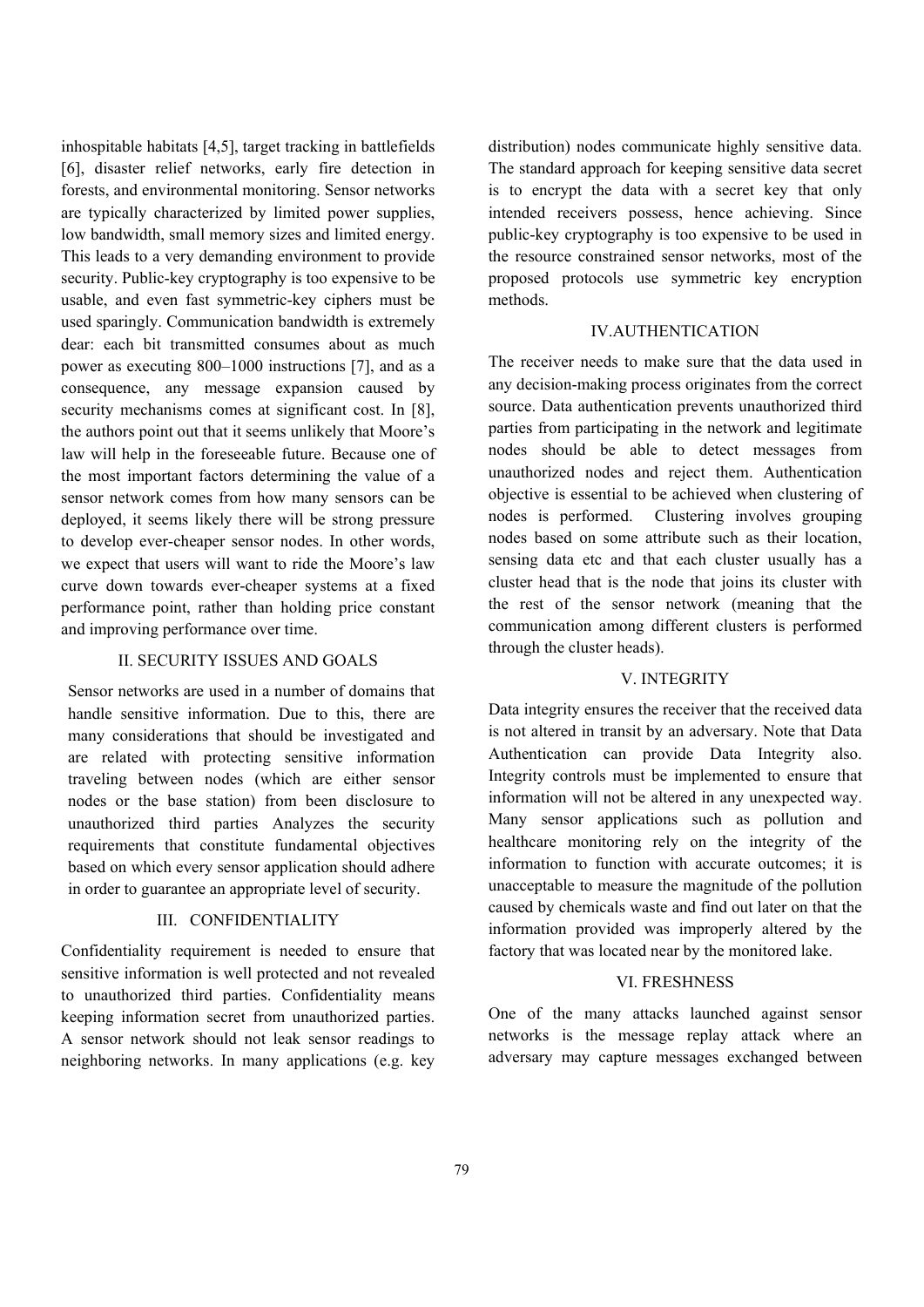inhospitable habitats [4,5], target tracking in battlefields [6], disaster relief networks, early fire detection in forests, and environmental monitoring. Sensor networks are typically characterized by limited power supplies, low bandwidth, small memory sizes and limited energy. This leads to a very demanding environment to provide security. Public-key cryptography is too expensive to be usable, and even fast symmetric-key ciphers must be used sparingly. Communication bandwidth is extremely dear: each bit transmitted consumes about as much power as executing 800–1000 instructions [7], and as a consequence, any message expansion caused by security mechanisms comes at significant cost. In [8], the authors point out that it seems unlikely that Moore's law will help in the foreseeable future. Because one of the most important factors determining the value of a sensor network comes from how many sensors can be deployed, it seems likely there will be strong pressure to develop ever-cheaper sensor nodes. In other words, we expect that users will want to ride the Moore's law curve down towards ever-cheaper systems at a fixed performance point, rather than holding price constant and improving performance over time.

## II. SECURITY ISSUES AND GOALS

Sensor networks are used in a number of domains that handle sensitive information. Due to this, there are many considerations that should be investigated and are related with protecting sensitive information traveling between nodes (which are either sensor nodes or the base station) from been disclosure to unauthorized third parties Analyzes the security requirements that constitute fundamental objectives based on which every sensor application should adhere in order to guarantee an appropriate level of security.

## III. CONFIDENTIALITY

Confidentiality requirement is needed to ensure that sensitive information is well protected and not revealed to unauthorized third parties. Confidentiality means keeping information secret from unauthorized parties. A sensor network should not leak sensor readings to neighboring networks. In many applications (e.g. key distribution) nodes communicate highly sensitive data. The standard approach for keeping sensitive data secret is to encrypt the data with a secret key that only intended receivers possess, hence achieving. Since public-key cryptography is too expensive to be used in the resource constrained sensor networks, most of the proposed protocols use symmetric key encryption methods.

## IV.AUTHENTICATION

The receiver needs to make sure that the data used in any decision-making process originates from the correct source. Data authentication prevents unauthorized third parties from participating in the network and legitimate nodes should be able to detect messages from unauthorized nodes and reject them. Authentication objective is essential to be achieved when clustering of nodes is performed. Clustering involves grouping nodes based on some attribute such as their location, sensing data etc and that each cluster usually has a cluster head that is the node that joins its cluster with the rest of the sensor network (meaning that the communication among different clusters is performed through the cluster heads).

## V. INTEGRITY

Data integrity ensures the receiver that the received data is not altered in transit by an adversary. Note that Data Authentication can provide Data Integrity also. Integrity controls must be implemented to ensure that information will not be altered in any unexpected way. Many sensor applications such as pollution and healthcare monitoring rely on the integrity of the information to function with accurate outcomes; it is unacceptable to measure the magnitude of the pollution caused by chemicals waste and find out later on that the information provided was improperly altered by the factory that was located near by the monitored lake.

## VI. FRESHNESS

One of the many attacks launched against sensor networks is the message replay attack where an adversary may capture messages exchanged between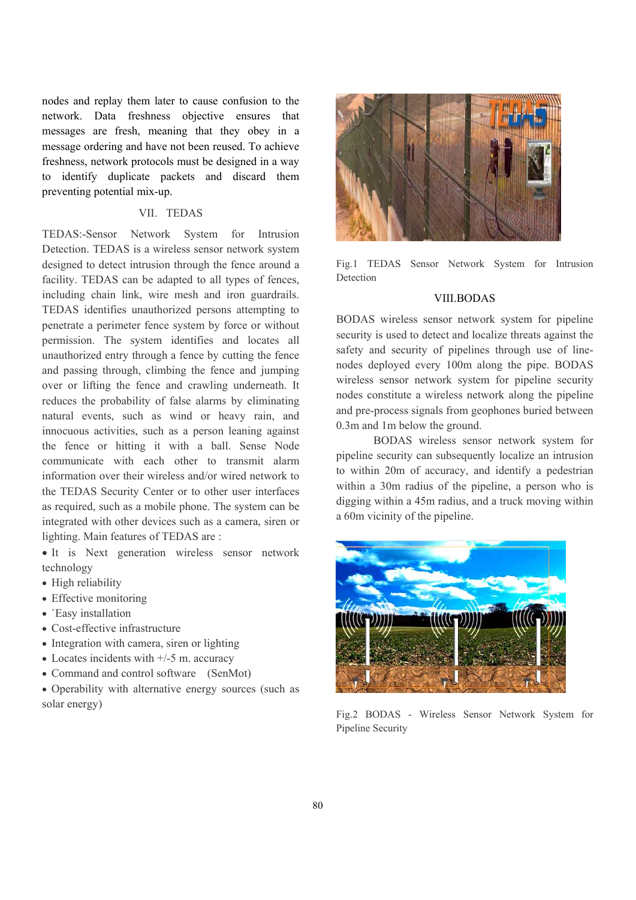nodes and replay them later to cause confusion to the network. Data freshness objective ensures that messages are fresh, meaning that they obey in a message ordering and have not been reused. To achieve freshness, network protocols must be designed in a way to identify duplicate packets and discard them preventing potential mix-up.

## VII. TEDAS

TEDAS:-Sensor Network System for Intrusion Detection. TEDAS is a wireless sensor network system designed to detect intrusion through the fence around a facility. TEDAS can be adapted to all types of fences, including chain link, wire mesh and iron guardrails. TEDAS identifies unauthorized persons attempting to penetrate a perimeter fence system by force or without permission. The system identifies and locates all unauthorized entry through a fence by cutting the fence and passing through, climbing the fence and jumping over or lifting the fence and crawling underneath. It reduces the probability of false alarms by eliminating natural events, such as wind or heavy rain, and innocuous activities, such as a person leaning against the fence or hitting it with a ball. Sense Node communicate with each other to transmit alarm information over their wireless and/or wired network to the TEDAS Security Center or to other user interfaces as required, such as a mobile phone. The system can be integrated with other devices such as a camera, siren or lighting. Main features of TEDAS are :

- It is Next generation wireless sensor network technology
- High reliability
- Effective monitoring
- `Easy installation
- Cost-effective infrastructure
- Integration with camera, siren or lighting
- Locates incidents with +/-5 m. accuracy
- Command and control software (SenMot)
- Operability with alternative energy sources (such as solar energy)

Fig.1 TEDAS Sensor Network System for Intrusion Detection

## VIII.BODAS

BODAS wireless sensor network system for pipeline security is used to detect and localize threats against the safety and security of pipelines through use of line-nodes deployed every 100m along the pipe. BODAS wireless sensor network system for pipeline security nodes constitute a wireless network along the pipeline and pre-process signals from geophones buried between 0.3m and 1m below the ground.

BODAS wireless sensor network system for pipeline security can subsequently localize an intrusion to within 20m of accuracy, and identify a pedestrian within a 30m radius of the pipeline, a person who is digging within a 45m radius, and a truck moving within a 60m vicinity of the pipeline.

Fig.2 BODAS - Wireless Sensor Network System for Pipeline Security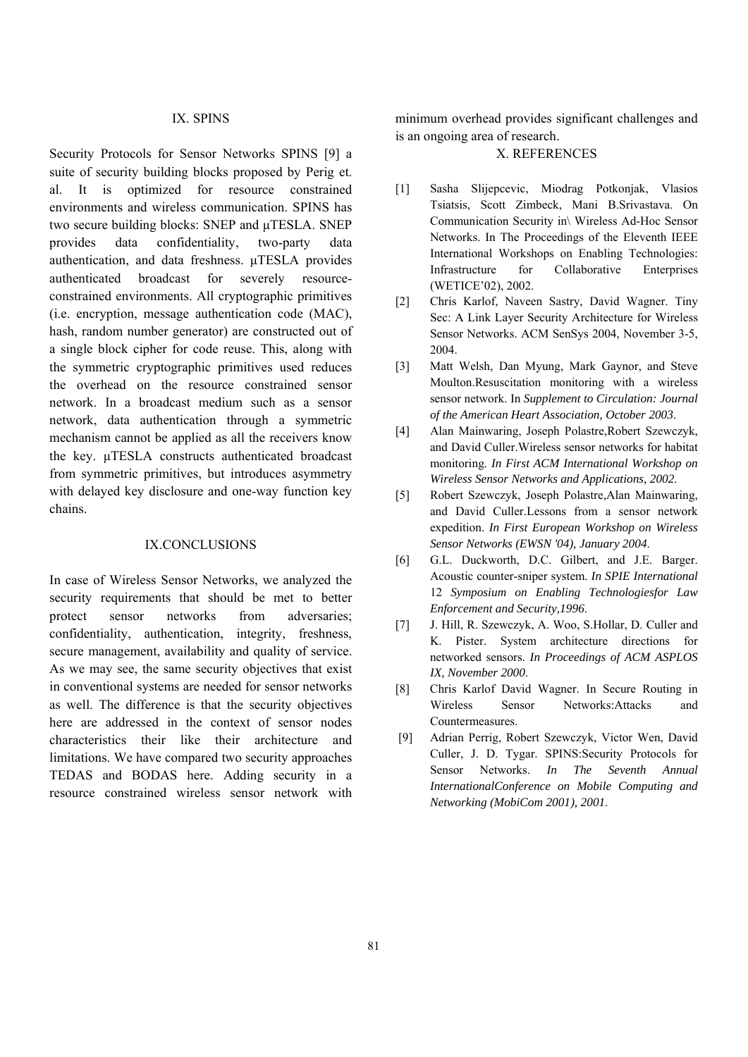## IX. SPINS

Security Protocols for Sensor Networks SPINS [9] a suite of security building blocks proposed by Perig et. al. It is optimized for resource constrained environments and wireless communication. SPINS has two secure building blocks: SNEP and μTESLA. SNEP provides data confidentiality, two-party data authentication, and data freshness. μTESLA provides authenticated broadcast for severely resource-constrained environments. All cryptographic primitives (i.e. encryption, message authentication code (MAC), hash, random number generator) are constructed out of a single block cipher for code reuse. This, along with the symmetric cryptographic primitives used reduces the overhead on the resource constrained sensor network. In a broadcast medium such as a sensor network, data authentication through a symmetric mechanism cannot be applied as all the receivers know the key. μTESLA constructs authenticated broadcast from symmetric primitives, but introduces asymmetry with delayed key disclosure and one-way function key chains.

## IX.CONCLUSIONS

In case of Wireless Sensor Networks, we analyzed the security requirements that should be met to better protect sensor networks from adversaries; confidentiality, authentication, integrity, freshness, secure management, availability and quality of service. As we may see, the same security objectives that exist in conventional systems are needed for sensor networks as well. The difference is that the security objectives here are addressed in the context of sensor nodes characteristics their like their architecture and limitations. We have compared two security approaches TEDAS and BODAS here. Adding security in a resource constrained wireless sensor network with minimum overhead provides significant challenges and is an ongoing area of research.

## X. REFERENCES

[1] Sasha Slijepcevic, Miodrag Potkonjak, Vlasios Tsiatsis, Scott Zimbeck, Mani B.Srivastava. On Communication Security in\ Wireless Ad-Hoc Sensor Networks. In The Proceedings of the Eleventh IEEE International Workshops on Enabling Technologies: Infrastructure for Collaborative Enterprises (WETICE'02), 2002.

[2] Chris Karlof, Naveen Sastry, David Wagner. Tiny Sec: A Link Layer Security Architecture for Wireless Sensor Networks. ACM SenSys 2004, November 3-5, 2004.

[3] Matt Welsh, Dan Myung, Mark Gaynor, and Steve Moulton.Resuscitation monitoring with a wireless sensor network. In *Supplement to Circulation: Journal of the American Heart Association, October 2003*.

[4] Alan Mainwaring, Joseph Polastre,Robert Szewczyk, and David Culler.Wireless sensor networks for habitat monitoring. *In First ACM International Workshop on Wireless Sensor Networks and Applications, 2002.*

[5] Robert Szewczyk, Joseph Polastre,Alan Mainwaring, and David Culler.Lessons from a sensor network expedition. *In First European Workshop on Wireless Sensor Networks (EWSN '04), January 2004*.

[6] G.L. Duckworth, D.C. Gilbert, and J.E. Barger. Acoustic counter-sniper system. *In SPIE International* 12 *Symposium on Enabling Technologiesfor Law Enforcement and Security,1996*.

[7] J. Hill, R. Szewczyk, A. Woo, S.Hollar, D. Culler and K. Pister. System architecture directions for networked sensors. *In Proceedings of ACM ASPLOS IX, November 2000*.

[8] Chris Karlof David Wagner. In Secure Routing in Wireless Sensor Networks:Attacks and Countermeasures.

[9] Adrian Perrig, Robert Szewczyk, Victor Wen, David Culler, J. D. Tygar. SPINS:Security Protocols for Sensor Networks. *In The Seventh Annual InternationalConference on Mobile Computing and Networking (MobiCom 2001), 2001*.